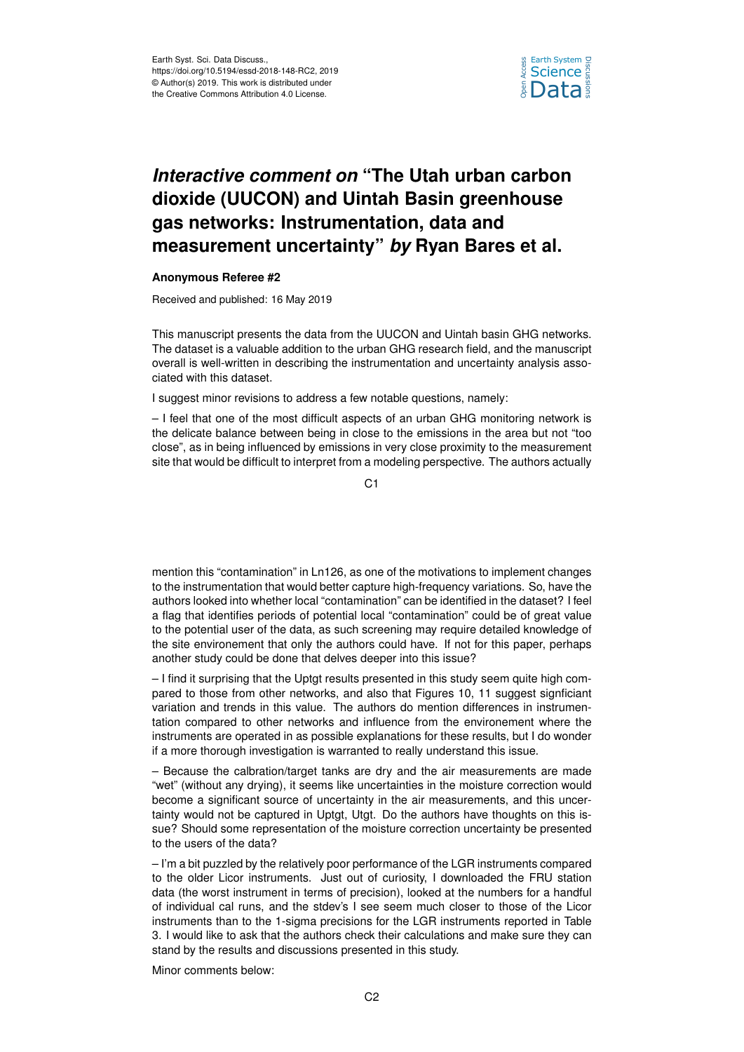Earth Syst. Sci. Data Discuss.,
https://doi.org/10.5194/essd-2018-148-RC2, 2019
© Author(s) 2019. This work is distributed under
the Creative Commons Attribution 4.0 License.

# *Interactive comment on* "The Utah urban carbon dioxide (UUCON) and Uintah Basin greenhouse gas networks: Instrumentation, data and measurement uncertainty" *by* Ryan Bares et al.

**Anonymous Referee #2**

Received and published: 16 May 2019

This manuscript presents the data from the UUCON and Uintah basin GHG networks. The dataset is a valuable addition to the urban GHG research field, and the manuscript overall is well-written in describing the instrumentation and uncertainty analysis associated with this dataset.

I suggest minor revisions to address a few notable questions, namely:

– I feel that one of the most difficult aspects of an urban GHG monitoring network is the delicate balance between being in close to the emissions in the area but not "too close", as in being influenced by emissions in very close proximity to the measurement site that would be difficult to interpret from a modeling perspective. The authors actually mention this "contamination" in Ln126, as one of the motivations to implement changes to the instrumentation that would better capture high-frequency variations. So, have the authors looked into whether local "contamination" can be identified in the dataset? I feel a flag that identifies periods of potential local "contamination" could be of great value to the potential user of the data, as such screening may require detailed knowledge of the site environement that only the authors could have. If not for this paper, perhaps another study could be done that delves deeper into this issue?

– I find it surprising that the Uptgt results presented in this study seem quite high compared to those from other networks, and also that Figures 10, 11 suggest signficiant variation and trends in this value. The authors do mention differences in instrumentation compared to other networks and influence from the environement where the instruments are operated in as possible explanations for these results, but I do wonder if a more thorough investigation is warranted to really understand this issue.

– Because the calbration/target tanks are dry and the air measurements are made "wet" (without any drying), it seems like uncertainties in the moisture correction would become a significant source of uncertainty in the air measurements, and this uncertainty would not be captured in Uptgt, Utgt. Do the authors have thoughts on this issue? Should some representation of the moisture correction uncertainty be presented to the users of the data?

– I'm a bit puzzled by the relatively poor performance of the LGR instruments compared to the older Licor instruments. Just out of curiosity, I downloaded the FRU station data (the worst instrument in terms of precision), looked at the numbers for a handful of individual cal runs, and the stdev's I see seem much closer to those of the Licor instruments than to the 1-sigma precisions for the LGR instruments reported in Table 3. I would like to ask that the authors check their calculations and make sure they can stand by the results and discussions presented in this study.

Minor comments below: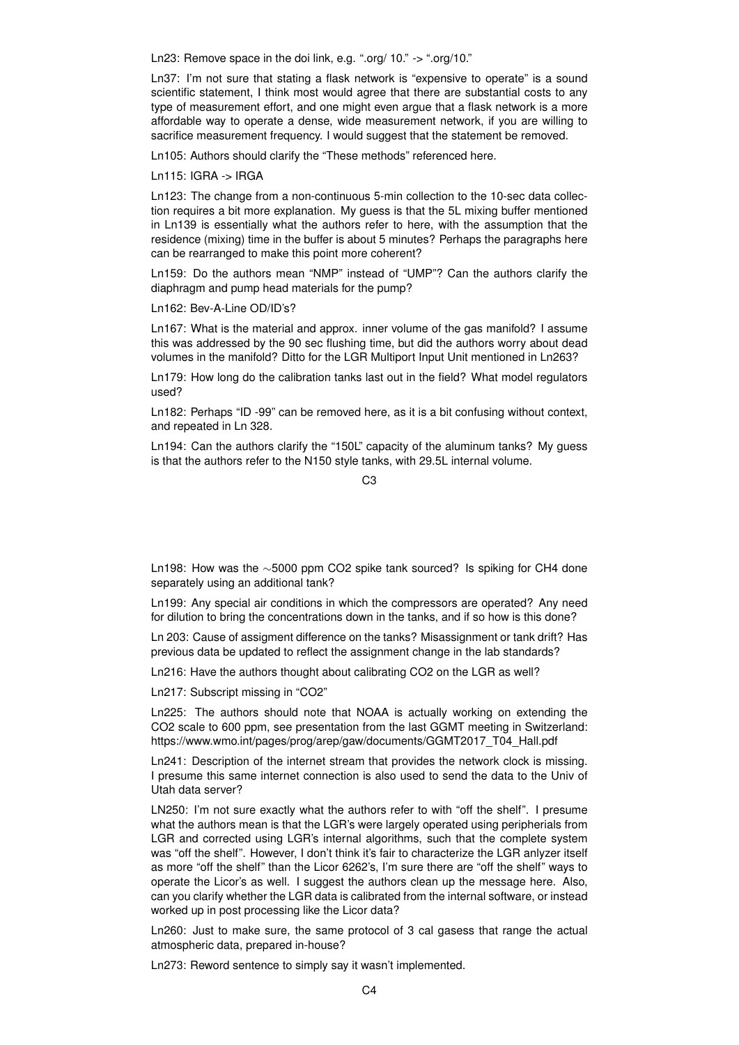Ln23: Remove space in the doi link, e.g. ".org/ 10." -> ".org/10."

Ln37: I'm not sure that stating a flask network is "expensive to operate" is a sound scientific statement, I think most would agree that there are substantial costs to any type of measurement effort, and one might even argue that a flask network is a more affordable way to operate a dense, wide measurement network, if you are willing to sacrifice measurement frequency. I would suggest that the statement be removed.

Ln105: Authors should clarify the "These methods" referenced here.

Ln115: IGRA -> IRGA

Ln123: The change from a non-continuous 5-min collection to the 10-sec data collection requires a bit more explanation. My guess is that the 5L mixing buffer mentioned in Ln139 is essentially what the authors refer to here, with the assumption that the residence (mixing) time in the buffer is about 5 minutes? Perhaps the paragraphs here can be rearranged to make this point more coherent?

Ln159: Do the authors mean "NMP" instead of "UMP"? Can the authors clarify the diaphragm and pump head materials for the pump?

Ln162: Bev-A-Line OD/ID's?

Ln167: What is the material and approx. inner volume of the gas manifold? I assume this was addressed by the 90 sec flushing time, but did the authors worry about dead volumes in the manifold? Ditto for the LGR Multiport Input Unit mentioned in Ln263?

Ln179: How long do the calibration tanks last out in the field? What model regulators used?

Ln182: Perhaps "ID -99" can be removed here, as it is a bit confusing without context, and repeated in Ln 328.

Ln194: Can the authors clarify the "150L" capacity of the aluminum tanks? My guess is that the authors refer to the N150 style tanks, with 29.5L internal volume.

Ln198: How was the $\sim$5000 ppm CO2 spike tank sourced? Is spiking for CH4 done separately using an additional tank?

Ln199: Any special air conditions in which the compressors are operated? Any need for dilution to bring the concentrations down in the tanks, and if so how is this done?

Ln 203: Cause of assigment difference on the tanks? Misassignment or tank drift? Has previous data be updated to reflect the assignment change in the lab standards?

Ln216: Have the authors thought about calibrating CO2 on the LGR as well?

Ln217: Subscript missing in "CO2"

Ln225: The authors should note that NOAA is actually working on extending the CO2 scale to 600 ppm, see presentation from the last GGMT meeting in Switzerland: https://www.wmo.int/pages/prog/arep/gaw/documents/GGMT2017_T04_Hall.pdf

Ln241: Description of the internet stream that provides the network clock is missing. I presume this same internet connection is also used to send the data to the Univ of Utah data server?

LN250: I'm not sure exactly what the authors refer to with "off the shelf". I presume what the authors mean is that the LGR's were largely operated using peripherials from LGR and corrected using LGR's internal algorithms, such that the complete system was "off the shelf". However, I don't think it's fair to characterize the LGR anlyzer itself as more "off the shelf" than the Licor 6262's, I'm sure there are "off the shelf" ways to operate the Licor's as well. I suggest the authors clean up the message here. Also, can you clarify whether the LGR data is calibrated from the internal software, or instead worked up in post processing like the Licor data?

Ln260: Just to make sure, the same protocol of 3 cal gasess that range the actual atmospheric data, prepared in-house?

Ln273: Reword sentence to simply say it wasn't implemented.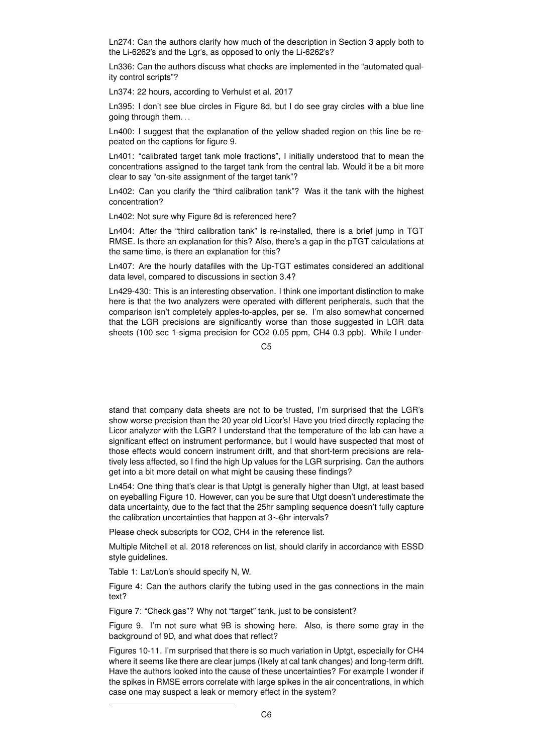Ln274: Can the authors clarify how much of the description in Section 3 apply both to the Li-6262's and the Lgr's, as opposed to only the Li-6262's?

Ln336: Can the authors discuss what checks are implemented in the "automated quality control scripts"?

Ln374: 22 hours, according to Verhulst et al. 2017

Ln395: I don't see blue circles in Figure 8d, but I do see gray circles with a blue line going through them. . .

Ln400: I suggest that the explanation of the yellow shaded region on this line be repeated on the captions for figure 9.

Ln401: "calibrated target tank mole fractions", I initially understood that to mean the concentrations assigned to the target tank from the central lab. Would it be a bit more clear to say "on-site assignment of the target tank"?

Ln402: Can you clarify the "third calibration tank"? Was it the tank with the highest concentration?

Ln402: Not sure why Figure 8d is referenced here?

Ln404: After the "third calibration tank" is re-installed, there is a brief jump in TGT RMSE. Is there an explanation for this? Also, there's a gap in the pTGT calculations at the same time, is there an explanation for this?

Ln407: Are the hourly datafiles with the Up-TGT estimates considered an additional data level, compared to discussions in section 3.4?

Ln429-430: This is an interesting observation. I think one important distinction to make here is that the two analyzers were operated with different peripherals, such that the comparison isn't completely apples-to-apples, per se. I'm also somewhat concerned that the LGR precisions are significantly worse than those suggested in LGR data sheets (100 sec 1-sigma precision for $CO_2$ 0.05 ppm, $CH_4$ 0.3 ppb). While I understand that company data sheets are not to be trusted, I'm surprised that the LGR's show worse precision than the 20 year old Licor's! Have you tried directly replacing the Licor analyzer with the LGR? I understand that the temperature of the lab can have a significant effect on instrument performance, but I would have suspected that most of those effects would concern instrument drift, and that short-term precisions are relatively less affected, so I find the high Up values for the LGR surprising. Can the authors get into a bit more detail on what might be causing these findings?

Ln454: One thing that's clear is that Uptgt is generally higher than Utgt, at least based on eyeballing Figure 10. However, can you be sure that Utgt doesn't underestimate the data uncertainty, due to the fact that the 25hr sampling sequence doesn't fully capture the calibration uncertainties that happen at 3∼6hr intervals?

Please check subscripts for $CO_2$, $CH_4$ in the reference list.

Multiple Mitchell et al. 2018 references on list, should clarify in accordance with ESSD style guidelines.

Table 1: Lat/Lon's should specify N, W.

Figure 4: Can the authors clarify the tubing used in the gas connections in the main text?

Figure 7: "Check gas"? Why not "target" tank, just to be consistent?

Figure 9. I'm not sure what 9B is showing here. Also, is there some gray in the background of 9D, and what does that reflect?

Figures 10-11. I'm surprised that there is so much variation in Uptgt, especially for $CH_4$ where it seems like there are clear jumps (likely at cal tank changes) and long-term drift. Have the authors looked into the cause of these uncertainties? For example I wonder if the spikes in RMSE errors correlate with large spikes in the air concentrations, in which case one may suspect a leak or memory effect in the system?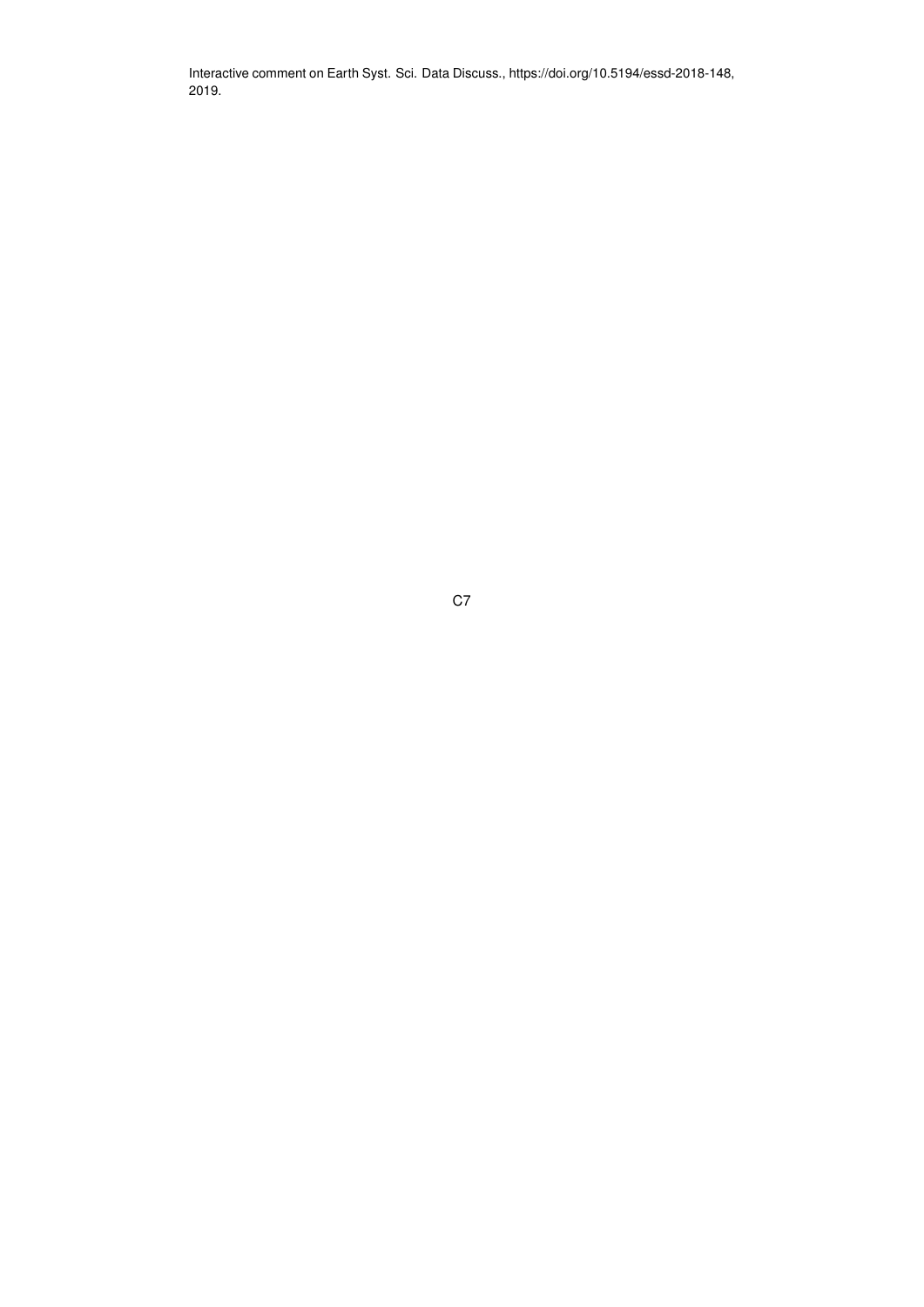Interactive comment on Earth Syst. Sci. Data Discuss., https://doi.org/10.5194/essd-2018-148, 2019.